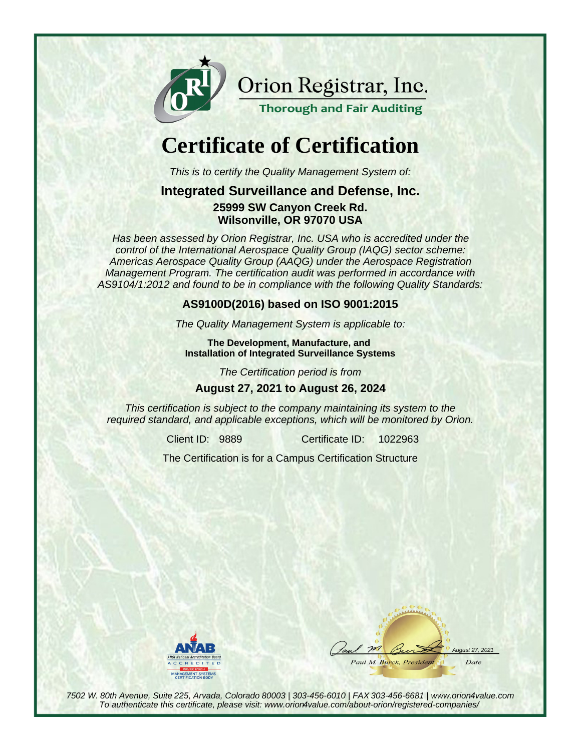Orion Registrar, Inc.

**Thorough and Fair Auditing**

# Certificate of Certification

*This is to certify the Quality Management System of:*

**Integrated Surveillance and Defense, Inc.**

**25999 SW Canyon Creek Rd.**
**Wilsonville, OR 97070 USA**

*Has been assessed by Orion Registrar, Inc. USA who is accredited under the control of the International Aerospace Quality Group (IAQG) sector scheme: Americas Aerospace Quality Group (AAQG) under the Aerospace Registration Management Program. The certification audit was performed in accordance with AS9104/1:2012 and found to be in compliance with the following Quality Standards:*

**AS9100D(2016) based on ISO 9001:2015**

*The Quality Management System is applicable to:*

**The Development, Manufacture, and Installation of Integrated Surveillance Systems**

*The Certification period is from*

**August 27, 2021 to August 26, 2024**

*This certification is subject to the company maintaining its system to the required standard, and applicable exceptions, which will be monitored by Orion.*

Client ID: 9889 Certificate ID: 1022963

The Certification is for a Campus Certification Structure

ANAB
ANSI National Accreditation Board
ACCREDITED
ISO/IEC 17021-1
MANAGEMENT SYSTEMS CERTIFICATION BODY

Paul M. Burck, President — August 27, 2021 (Date)

*7502 W. 80th Avenue, Suite 225, Arvada, Colorado 80003 | 303-456-6010 | FAX 303-456-6681 | www.orion4value.com*
*To authenticate this certificate, please visit: www.orion4value.com/about-orion/registered-companies/*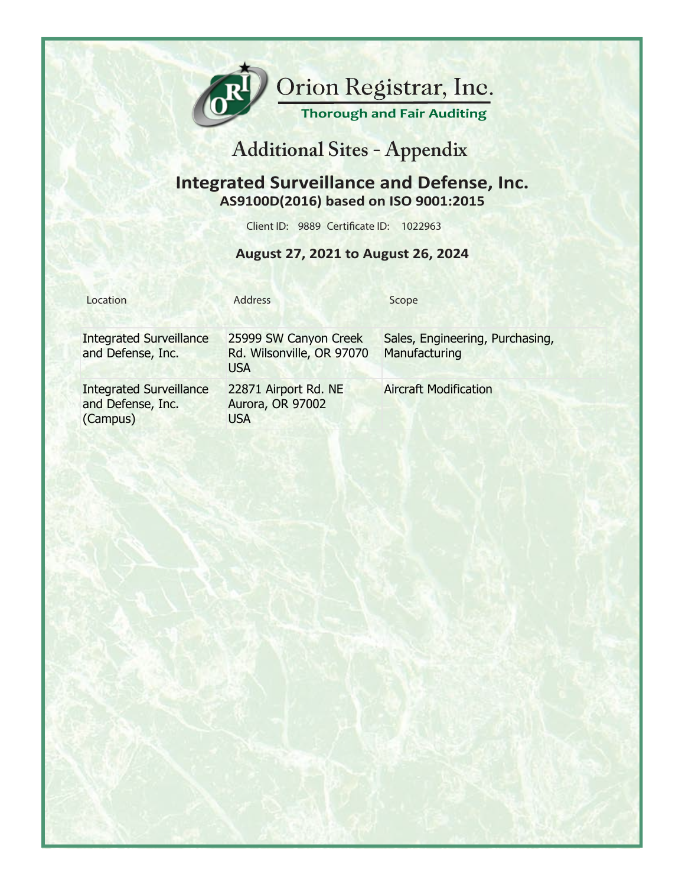Orion Registrar, Inc.

Thorough and Fair Auditing

# Additional Sites - Appendix

## Integrated Surveillance and Defense, Inc.

**AS9100D(2016) based on ISO 9001:2015**

Client ID: 9889 Certificate ID: 1022963

**August 27, 2021 to August 26, 2024**

| Location | Address | Scope |
|---|---|---|
| Integrated Surveillance and Defense, Inc. | 25999 SW Canyon Creek Rd. Wilsonville, OR 97070 USA | Sales, Engineering, Purchasing, Manufacturing |
| Integrated Surveillance and Defense, Inc. (Campus) | 22871 Airport Rd. NE Aurora, OR 97002 USA | Aircraft Modification |